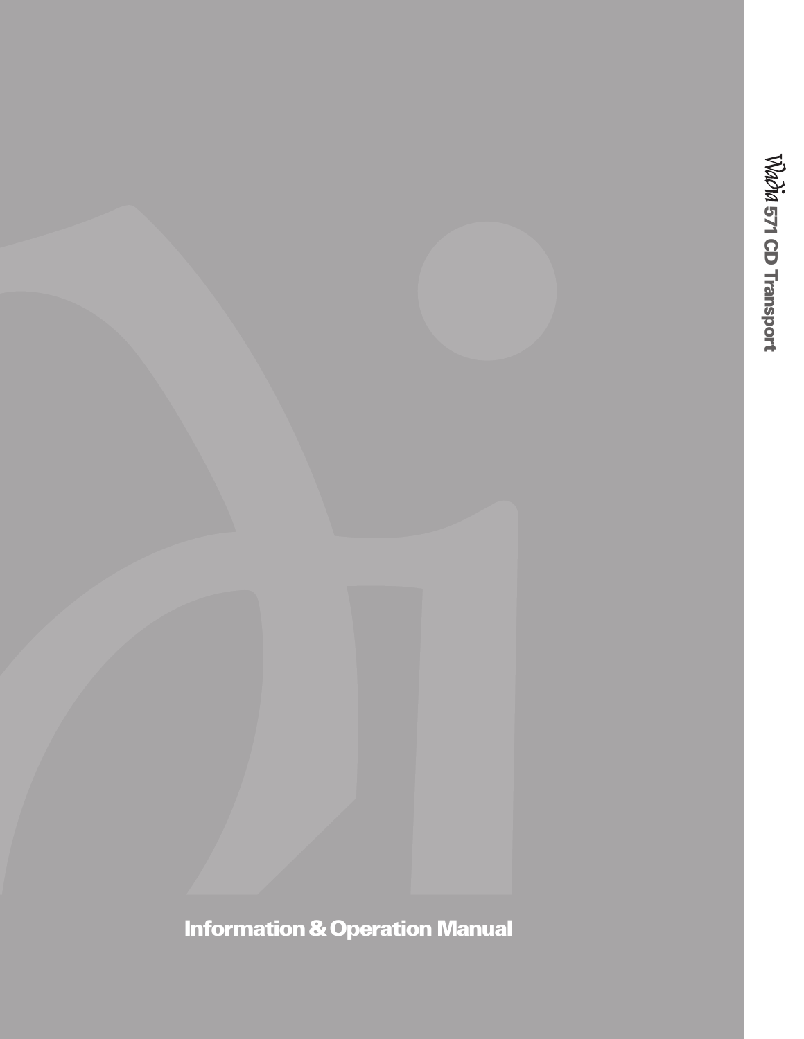# Wadia 571 CD Transport

## Information & Operation Manual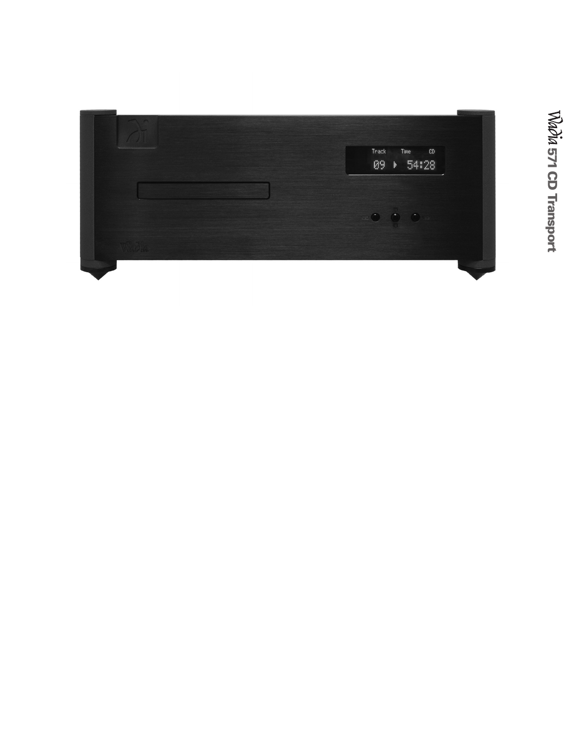Wadia 571 CD Transport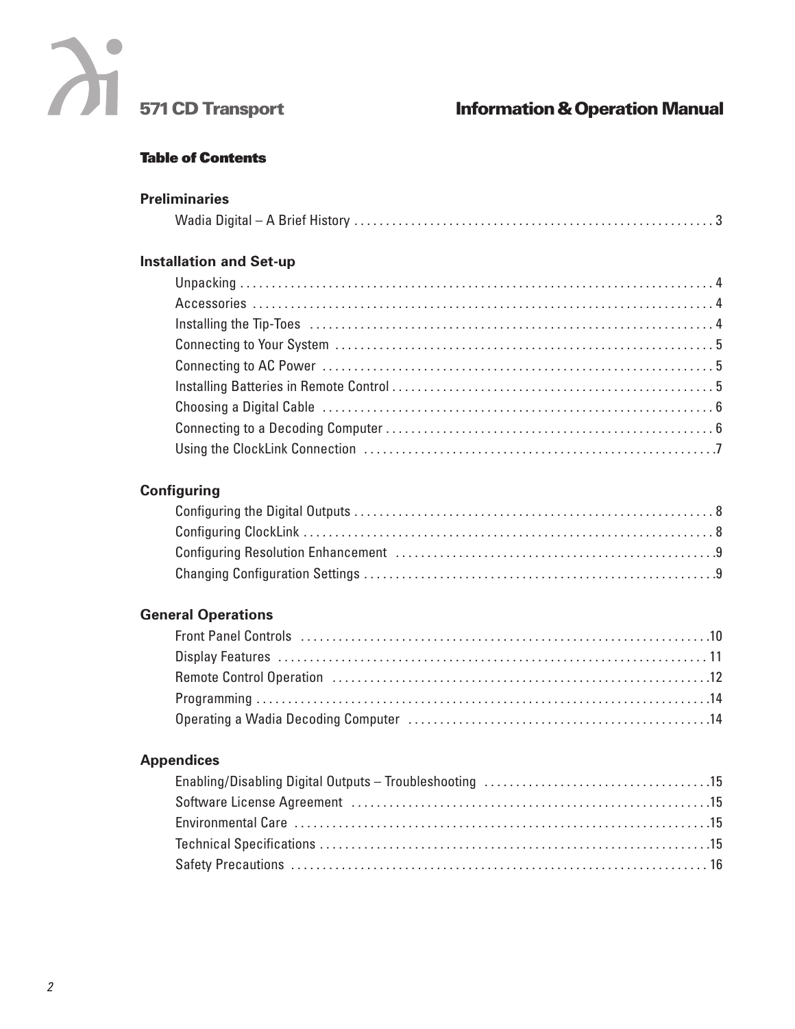# 571 CD Transport

# Information & Operation Manual

## Table of Contents

### Preliminaries

Wadia Digital – A Brief History . . . . . . . . . . . . . . . . . . . . . . . . . . . . . . . . . . . . . . . . . . . . . . . . . . . . . . 3

### Installation and Set-up

Unpacking . . . . . . . . . . . . . . . . . . . . . . . . . . . . . . . . . . . . . . . . . . . . . . . . . . . . . . . . . . . . . . . . . . . . . . . 4

Accessories . . . . . . . . . . . . . . . . . . . . . . . . . . . . . . . . . . . . . . . . . . . . . . . . . . . . . . . . . . . . . . . . . . . . . . 4

Installing the Tip-Toes . . . . . . . . . . . . . . . . . . . . . . . . . . . . . . . . . . . . . . . . . . . . . . . . . . . . . . . . . . . . . 4

Connecting to Your System . . . . . . . . . . . . . . . . . . . . . . . . . . . . . . . . . . . . . . . . . . . . . . . . . . . . . . . . . 5

Connecting to AC Power . . . . . . . . . . . . . . . . . . . . . . . . . . . . . . . . . . . . . . . . . . . . . . . . . . . . . . . . . . . 5

Installing Batteries in Remote Control . . . . . . . . . . . . . . . . . . . . . . . . . . . . . . . . . . . . . . . . . . . . . . . . 5

Choosing a Digital Cable . . . . . . . . . . . . . . . . . . . . . . . . . . . . . . . . . . . . . . . . . . . . . . . . . . . . . . . . . . . 6

Connecting to a Decoding Computer . . . . . . . . . . . . . . . . . . . . . . . . . . . . . . . . . . . . . . . . . . . . . . . . . 6

Using the ClockLink Connection . . . . . . . . . . . . . . . . . . . . . . . . . . . . . . . . . . . . . . . . . . . . . . . . . . . . .7

### Configuring

Configuring the Digital Outputs . . . . . . . . . . . . . . . . . . . . . . . . . . . . . . . . . . . . . . . . . . . . . . . . . . . . . . 8

Configuring ClockLink . . . . . . . . . . . . . . . . . . . . . . . . . . . . . . . . . . . . . . . . . . . . . . . . . . . . . . . . . . . . . 8

Configuring Resolution Enhancement . . . . . . . . . . . . . . . . . . . . . . . . . . . . . . . . . . . . . . . . . . . . . . . .9

Changing Configuration Settings . . . . . . . . . . . . . . . . . . . . . . . . . . . . . . . . . . . . . . . . . . . . . . . . . . . .9

### General Operations

Front Panel Controls . . . . . . . . . . . . . . . . . . . . . . . . . . . . . . . . . . . . . . . . . . . . . . . . . . . . . . . . . . . . . .10

Display Features . . . . . . . . . . . . . . . . . . . . . . . . . . . . . . . . . . . . . . . . . . . . . . . . . . . . . . . . . . . . . . . . . 11

Remote Control Operation . . . . . . . . . . . . . . . . . . . . . . . . . . . . . . . . . . . . . . . . . . . . . . . . . . . . . . . . .12

Programming . . . . . . . . . . . . . . . . . . . . . . . . . . . . . . . . . . . . . . . . . . . . . . . . . . . . . . . . . . . . . . . . . . . .14

Operating a Wadia Decoding Computer . . . . . . . . . . . . . . . . . . . . . . . . . . . . . . . . . . . . . . . . . . . . . .14

### Appendices

Enabling/Disabling Digital Outputs – Troubleshooting . . . . . . . . . . . . . . . . . . . . . . . . . . . . . . . . . .15

Software License Agreement . . . . . . . . . . . . . . . . . . . . . . . . . . . . . . . . . . . . . . . . . . . . . . . . . . . . . .15

Environmental Care . . . . . . . . . . . . . . . . . . . . . . . . . . . . . . . . . . . . . . . . . . . . . . . . . . . . . . . . . . . . . .15

Technical Specifications . . . . . . . . . . . . . . . . . . . . . . . . . . . . . . . . . . . . . . . . . . . . . . . . . . . . . . . . . . .15

Safety Precautions . . . . . . . . . . . . . . . . . . . . . . . . . . . . . . . . . . . . . . . . . . . . . . . . . . . . . . . . . . . . . . . 16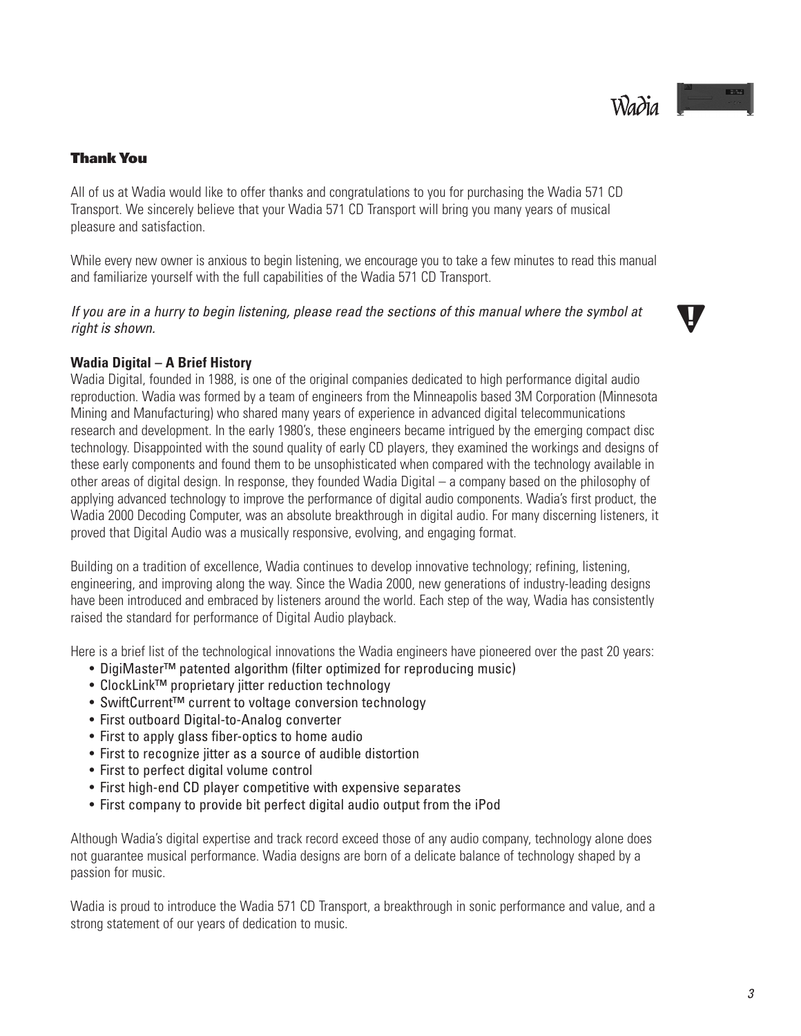## Thank You

All of us at Wadia would like to offer thanks and congratulations to you for purchasing the Wadia 571 CD Transport. We sincerely believe that your Wadia 571 CD Transport will bring you many years of musical pleasure and satisfaction.

While every new owner is anxious to begin listening, we encourage you to take a few minutes to read this manual and familiarize yourself with the full capabilities of the Wadia 571 CD Transport.

*If you are in a hurry to begin listening, please read the sections of this manual where the symbol at right is shown.*

### Wadia Digital – A Brief History

Wadia Digital, founded in 1988, is one of the original companies dedicated to high performance digital audio reproduction. Wadia was formed by a team of engineers from the Minneapolis based 3M Corporation (Minnesota Mining and Manufacturing) who shared many years of experience in advanced digital telecommunications research and development. In the early 1980's, these engineers became intrigued by the emerging compact disc technology. Disappointed with the sound quality of early CD players, they examined the workings and designs of these early components and found them to be unsophisticated when compared with the technology available in other areas of digital design. In response, they founded Wadia Digital – a company based on the philosophy of applying advanced technology to improve the performance of digital audio components. Wadia's first product, the Wadia 2000 Decoding Computer, was an absolute breakthrough in digital audio. For many discerning listeners, it proved that Digital Audio was a musically responsive, evolving, and engaging format.

Building on a tradition of excellence, Wadia continues to develop innovative technology; refining, listening, engineering, and improving along the way. Since the Wadia 2000, new generations of industry-leading designs have been introduced and embraced by listeners around the world. Each step of the way, Wadia has consistently raised the standard for performance of Digital Audio playback.

Here is a brief list of the technological innovations the Wadia engineers have pioneered over the past 20 years:

- DigiMaster™ patented algorithm (filter optimized for reproducing music)
- ClockLink™ proprietary jitter reduction technology
- SwiftCurrent™ current to voltage conversion technology
- First outboard Digital-to-Analog converter
- First to apply glass fiber-optics to home audio
- First to recognize jitter as a source of audible distortion
- First to perfect digital volume control
- First high-end CD player competitive with expensive separates
- First company to provide bit perfect digital audio output from the iPod

Although Wadia's digital expertise and track record exceed those of any audio company, technology alone does not guarantee musical performance. Wadia designs are born of a delicate balance of technology shaped by a passion for music.

Wadia is proud to introduce the Wadia 571 CD Transport, a breakthrough in sonic performance and value, and a strong statement of our years of dedication to music.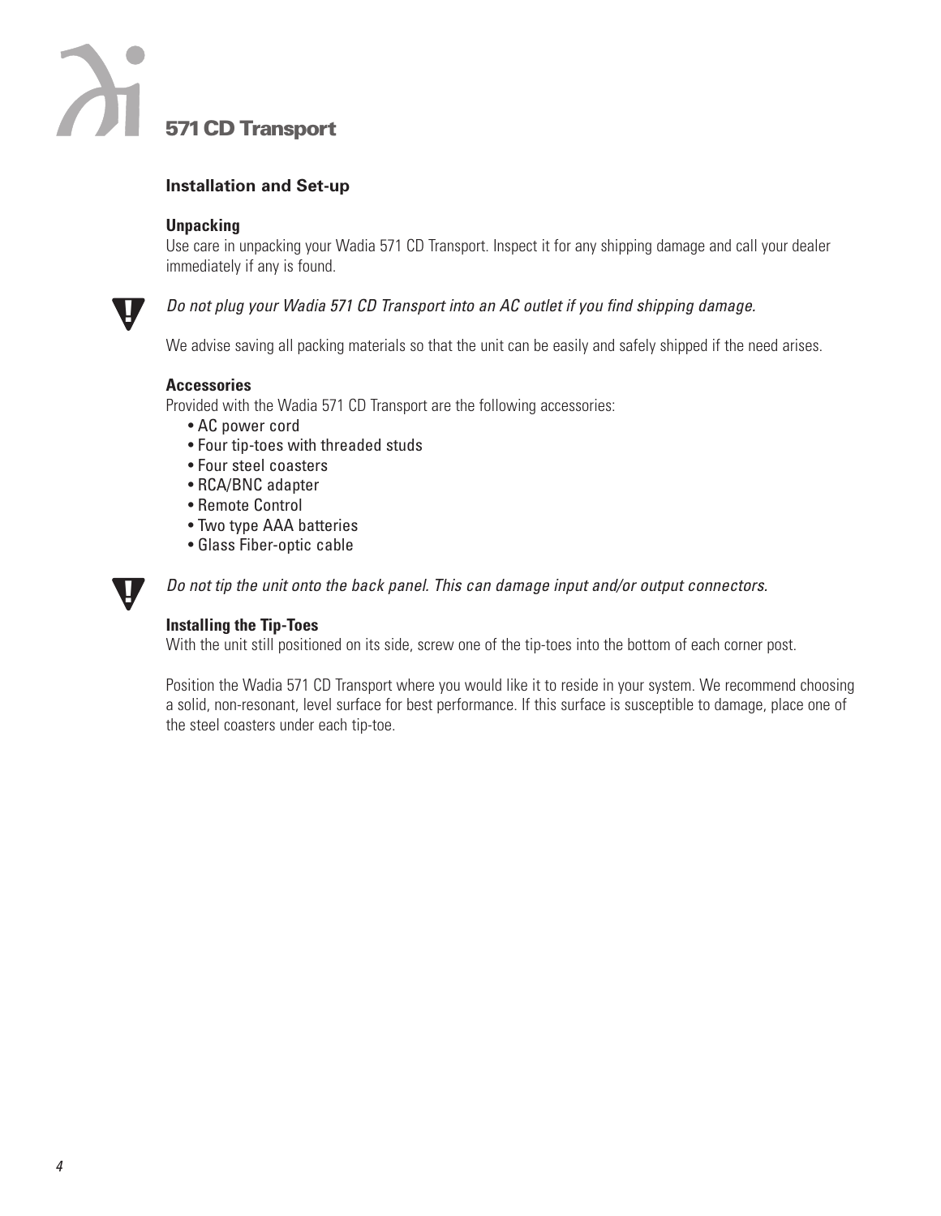# 571 CD Transport

## Installation and Set-up

### Unpacking

Use care in unpacking your Wadia 571 CD Transport. Inspect it for any shipping damage and call your dealer immediately if any is found.

*Do not plug your Wadia 571 CD Transport into an AC outlet if you find shipping damage.*

We advise saving all packing materials so that the unit can be easily and safely shipped if the need arises.

### Accessories

Provided with the Wadia 571 CD Transport are the following accessories:

- AC power cord
- Four tip-toes with threaded studs
- Four steel coasters
- RCA/BNC adapter
- Remote Control
- Two type AAA batteries
- Glass Fiber-optic cable

*Do not tip the unit onto the back panel. This can damage input and/or output connectors.*

### Installing the Tip-Toes

With the unit still positioned on its side, screw one of the tip-toes into the bottom of each corner post.

Position the Wadia 571 CD Transport where you would like it to reside in your system. We recommend choosing a solid, non-resonant, level surface for best performance. If this surface is susceptible to damage, place one of the steel coasters under each tip-toe.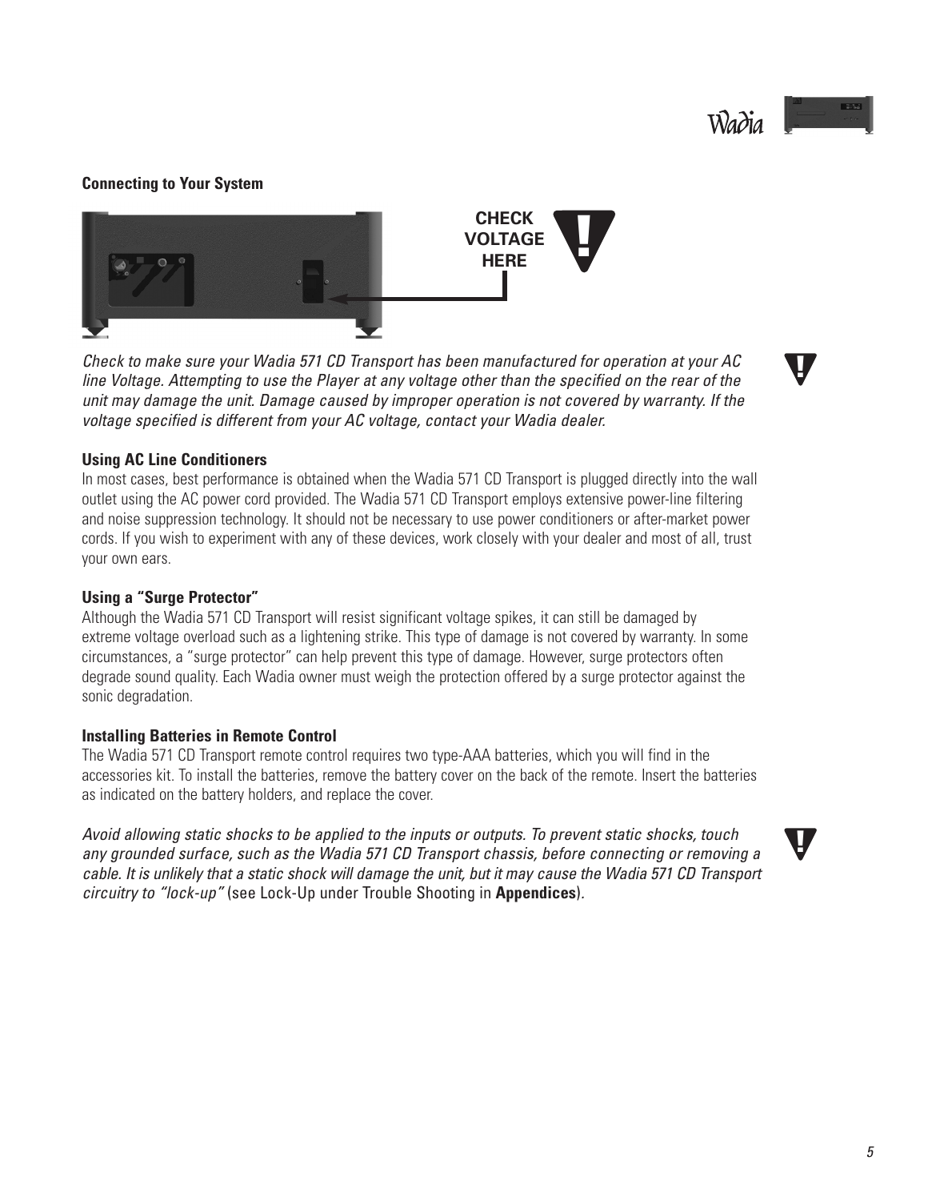## Connecting to Your System

CHECK VOLTAGE HERE

*Check to make sure your Wadia 571 CD Transport has been manufactured for operation at your AC line Voltage. Attempting to use the Player at any voltage other than the specified on the rear of the unit may damage the unit. Damage caused by improper operation is not covered by warranty. If the voltage specified is different from your AC voltage, contact your Wadia dealer.*

### Using AC Line Conditioners

In most cases, best performance is obtained when the Wadia 571 CD Transport is plugged directly into the wall outlet using the AC power cord provided. The Wadia 571 CD Transport employs extensive power-line filtering and noise suppression technology. It should not be necessary to use power conditioners or after-market power cords. If you wish to experiment with any of these devices, work closely with your dealer and most of all, trust your own ears.

### Using a "Surge Protector"

Although the Wadia 571 CD Transport will resist significant voltage spikes, it can still be damaged by extreme voltage overload such as a lightening strike. This type of damage is not covered by warranty. In some circumstances, a "surge protector" can help prevent this type of damage. However, surge protectors often degrade sound quality. Each Wadia owner must weigh the protection offered by a surge protector against the sonic degradation.

### Installing Batteries in Remote Control

The Wadia 571 CD Transport remote control requires two type-AAA batteries, which you will find in the accessories kit. To install the batteries, remove the battery cover on the back of the remote. Insert the batteries as indicated on the battery holders, and replace the cover.

*Avoid allowing static shocks to be applied to the inputs or outputs. To prevent static shocks, touch any grounded surface, such as the Wadia 571 CD Transport chassis, before connecting or removing a cable. It is unlikely that a static shock will damage the unit, but it may cause the Wadia 571 CD Transport circuitry to "lock-up"* (see Lock-Up under Trouble Shooting in **Appendices**).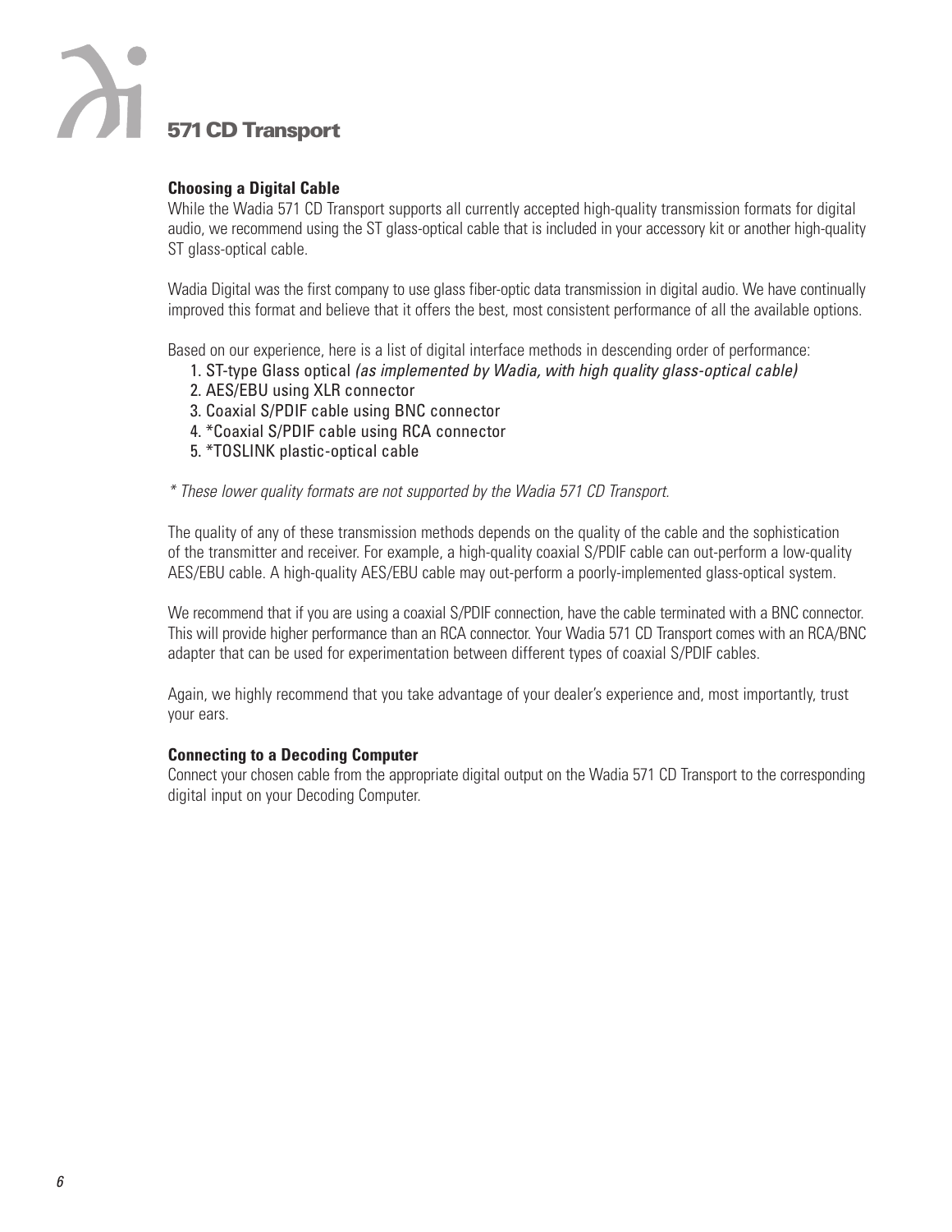# 571 CD Transport

**Choosing a Digital Cable**

While the Wadia 571 CD Transport supports all currently accepted high-quality transmission formats for digital audio, we recommend using the ST glass-optical cable that is included in your accessory kit or another high-quality ST glass-optical cable.

Wadia Digital was the first company to use glass fiber-optic data transmission in digital audio. We have continually improved this format and believe that it offers the best, most consistent performance of all the available options.

Based on our experience, here is a list of digital interface methods in descending order of performance:

1. ST-type Glass optical *(as implemented by Wadia, with high quality glass-optical cable)*
2. AES/EBU using XLR connector
3. Coaxial S/PDIF cable using BNC connector
4. *Coaxial S/PDIF cable using RCA connector
5. *TOSLINK plastic-optical cable

*\* These lower quality formats are not supported by the Wadia 571 CD Transport.*

The quality of any of these transmission methods depends on the quality of the cable and the sophistication of the transmitter and receiver. For example, a high-quality coaxial S/PDIF cable can out-perform a low-quality AES/EBU cable. A high-quality AES/EBU cable may out-perform a poorly-implemented glass-optical system.

We recommend that if you are using a coaxial S/PDIF connection, have the cable terminated with a BNC connector. This will provide higher performance than an RCA connector. Your Wadia 571 CD Transport comes with an RCA/BNC adapter that can be used for experimentation between different types of coaxial S/PDIF cables.

Again, we highly recommend that you take advantage of your dealer's experience and, most importantly, trust your ears.

**Connecting to a Decoding Computer**

Connect your chosen cable from the appropriate digital output on the Wadia 571 CD Transport to the corresponding digital input on your Decoding Computer.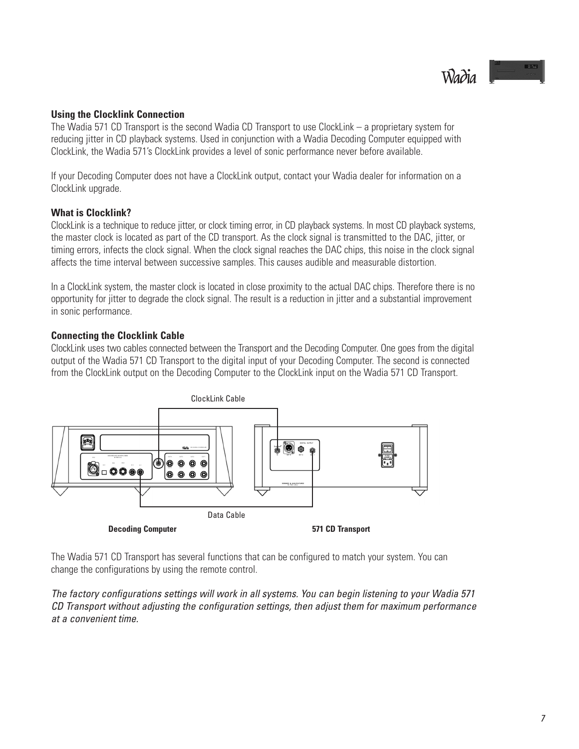### Using the Clocklink Connection

The Wadia 571 CD Transport is the second Wadia CD Transport to use ClockLink – a proprietary system for reducing jitter in CD playback systems. Used in conjunction with a Wadia Decoding Computer equipped with ClockLink, the Wadia 571's ClockLink provides a level of sonic performance never before available.

If your Decoding Computer does not have a ClockLink output, contact your Wadia dealer for information on a ClockLink upgrade.

### What is Clocklink?

ClockLink is a technique to reduce jitter, or clock timing error, in CD playback systems. In most CD playback systems, the master clock is located as part of the CD transport. As the clock signal is transmitted to the DAC, jitter, or timing errors, infects the clock signal. When the clock signal reaches the DAC chips, this noise in the clock signal affects the time interval between successive samples. This causes audible and measurable distortion.

In a ClockLink system, the master clock is located in close proximity to the actual DAC chips. Therefore there is no opportunity for jitter to degrade the clock signal. The result is a reduction in jitter and a substantial improvement in sonic performance.

### Connecting the Clocklink Cable

ClockLink uses two cables connected between the Transport and the Decoding Computer. One goes from the digital output of the Wadia 571 CD Transport to the digital input of your Decoding Computer. The second is connected from the ClockLink output on the Decoding Computer to the ClockLink input on the Wadia 571 CD Transport.

ClockLink Cable

Data Cable

**Decoding Computer**

**571 CD Transport**

The Wadia 571 CD Transport has several functions that can be configured to match your system. You can change the configurations by using the remote control.

*The factory configurations settings will work in all systems. You can begin listening to your Wadia 571 CD Transport without adjusting the configuration settings, then adjust them for maximum performance at a convenient time.*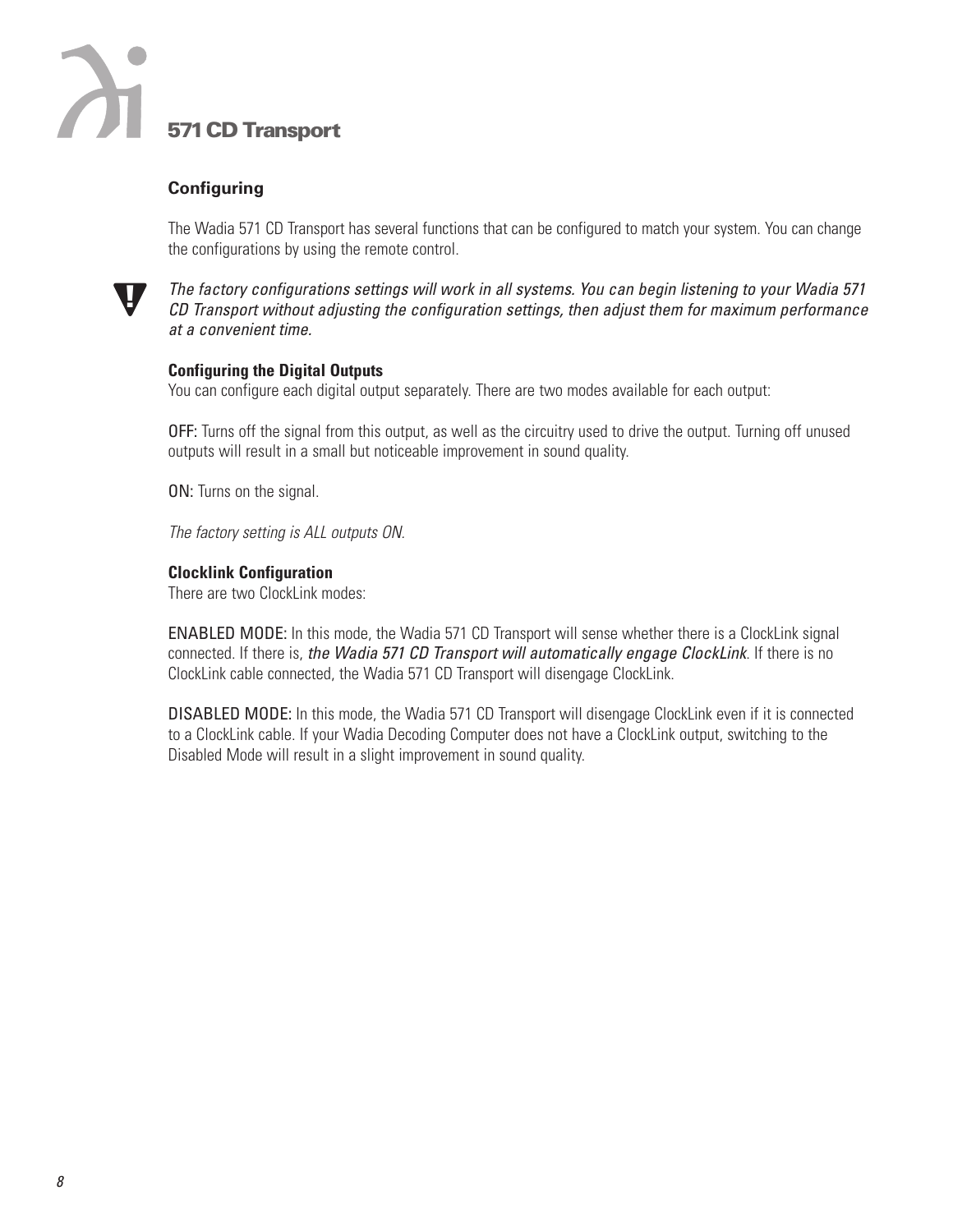# 571 CD Transport

## Configuring

The Wadia 571 CD Transport has several functions that can be configured to match your system. You can change the configurations by using the remote control.

*The factory configurations settings will work in all systems. You can begin listening to your Wadia 571 CD Transport without adjusting the configuration settings, then adjust them for maximum performance at a convenient time.*

### Configuring the Digital Outputs

You can configure each digital output separately. There are two modes available for each output:

OFF: Turns off the signal from this output, as well as the circuitry used to drive the output. Turning off unused outputs will result in a small but noticeable improvement in sound quality.

ON: Turns on the signal.

*The factory setting is ALL outputs ON.*

### Clocklink Configuration

There are two ClockLink modes:

ENABLED MODE: In this mode, the Wadia 571 CD Transport will sense whether there is a ClockLink signal connected. If there is, *the Wadia 571 CD Transport will automatically engage ClockLink*. If there is no ClockLink cable connected, the Wadia 571 CD Transport will disengage ClockLink.

DISABLED MODE: In this mode, the Wadia 571 CD Transport will disengage ClockLink even if it is connected to a ClockLink cable. If your Wadia Decoding Computer does not have a ClockLink output, switching to the Disabled Mode will result in a slight improvement in sound quality.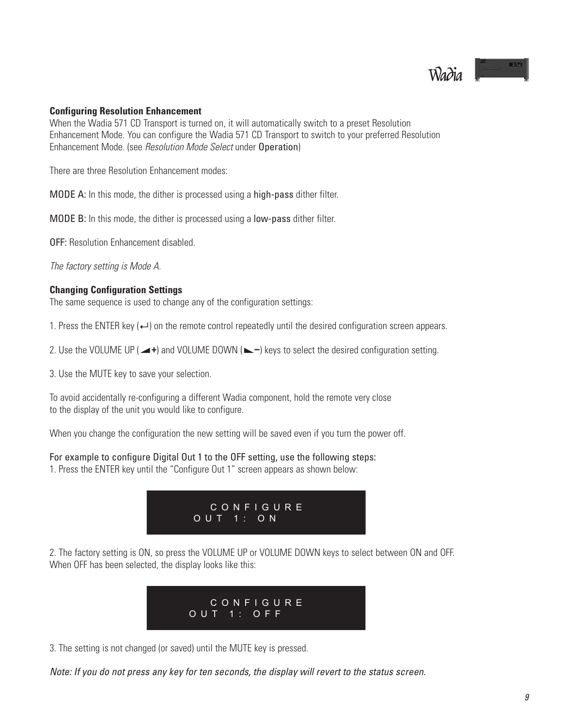**Configuring Resolution Enhancement**

When the Wadia 571 CD Transport is turned on, it will automatically switch to a preset Resolution Enhancement Mode. You can configure the Wadia 571 CD Transport to switch to your preferred Resolution Enhancement Mode. (see *Resolution Mode Select* under Operation)

There are three Resolution Enhancement modes:

MODE A: In this mode, the dither is processed using a high-pass dither filter.

MODE B: In this mode, the dither is processed using a low-pass dither filter.

OFF: Resolution Enhancement disabled.

*The factory setting is Mode A.*

**Changing Configuration Settings**

The same sequence is used to change any of the configuration settings:

1. Press the ENTER key (↵) on the remote control repeatedly until the desired configuration screen appears.

2. Use the VOLUME UP (◢+) and VOLUME DOWN (◣−) keys to select the desired configuration setting.

3. Use the MUTE key to save your selection.

To avoid accidentally re-configuring a different Wadia component, hold the remote very close to the display of the unit you would like to configure.

When you change the configuration the new setting will be saved even if you turn the power off.

For example to configure Digital Out 1 to the OFF setting, use the following steps:

1. Press the ENTER key until the “Configure Out 1” screen appears as shown below:

```
CONFIGURE
OUT 1: ON
```

2. The factory setting is ON, so press the VOLUME UP or VOLUME DOWN keys to select between ON and OFF. When OFF has been selected, the display looks like this:

```
CONFIGURE
OUT 1: OFF
```

3. The setting is not changed (or saved) until the MUTE key is pressed.

*Note: If you do not press any key for ten seconds, the display will revert to the status screen.*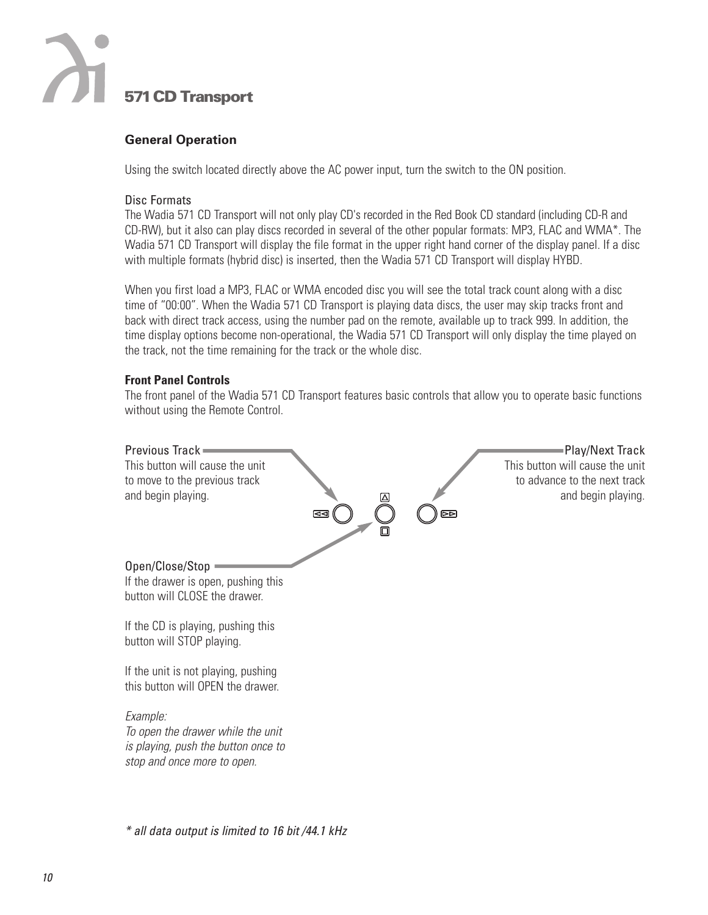# 571 CD Transport

## General Operation

Using the switch located directly above the AC power input, turn the switch to the ON position.

### Disc Formats

The Wadia 571 CD Transport will not only play CD's recorded in the Red Book CD standard (including CD-R and CD-RW), but it also can play discs recorded in several of the other popular formats: MP3, FLAC and WMA*. The Wadia 571 CD Transport will display the file format in the upper right hand corner of the display panel. If a disc with multiple formats (hybrid disc) is inserted, then the Wadia 571 CD Transport will display HYBD.

When you first load a MP3, FLAC or WMA encoded disc you will see the total track count along with a disc time of "00:00". When the Wadia 571 CD Transport is playing data discs, the user may skip tracks front and back with direct track access, using the number pad on the remote, available up to track 999. In addition, the time display options become non-operational, the Wadia 571 CD Transport will only display the time played on the track, not the time remaining for the track or the whole disc.

### Front Panel Controls

The front panel of the Wadia 571 CD Transport features basic controls that allow you to operate basic functions without using the Remote Control.

Previous Track
This button will cause the unit to move to the previous track and begin playing.

Play/Next Track
This button will cause the unit to advance to the next track and begin playing.

Open/Close/Stop
If the drawer is open, pushing this button will CLOSE the drawer.

If the CD is playing, pushing this button will STOP playing.

If the unit is not playing, pushing this button will OPEN the drawer.

*Example:*
*To open the drawer while the unit is playing, push the button once to stop and once more to open.*

*\* all data output is limited to 16 bit /44.1 kHz*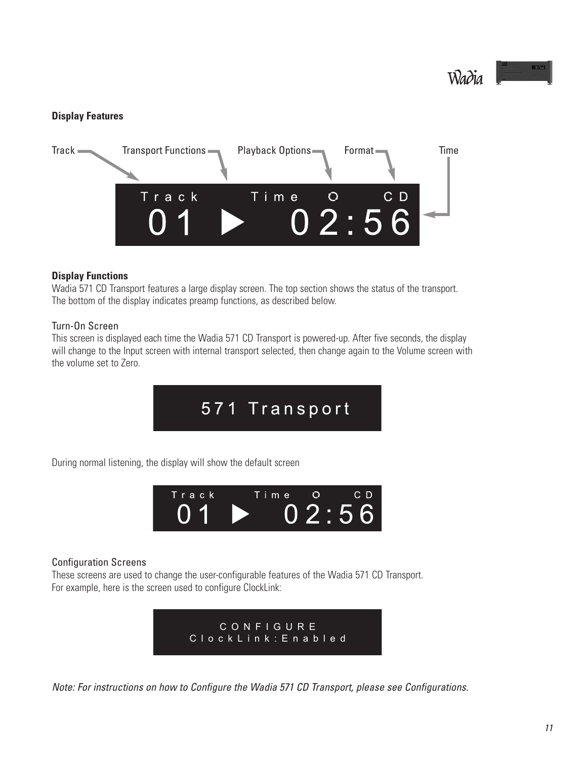**Display Features**

Track
Transport Functions
Playback Options
Format
Time

Track Time O CD
01 ▶ 02:56

**Display Functions**

Wadia 571 CD Transport features a large display screen. The top section shows the status of the transport. The bottom of the display indicates preamp functions, as described below.

Turn-On Screen

This screen is displayed each time the Wadia 571 CD Transport is powered-up. After five seconds, the display will change to the Input screen with internal transport selected, then change again to the Volume screen with the volume set to Zero.

571 Transport

During normal listening, the display will show the default screen

Track Time O CD
01 ▶ 02:56

Configuration Screens

These screens are used to change the user-configurable features of the Wadia 571 CD Transport. For example, here is the screen used to configure ClockLink:

CONFIGURE
ClockLink:Enabled

*Note: For instructions on how to Configure the Wadia 571 CD Transport, please see Configurations.*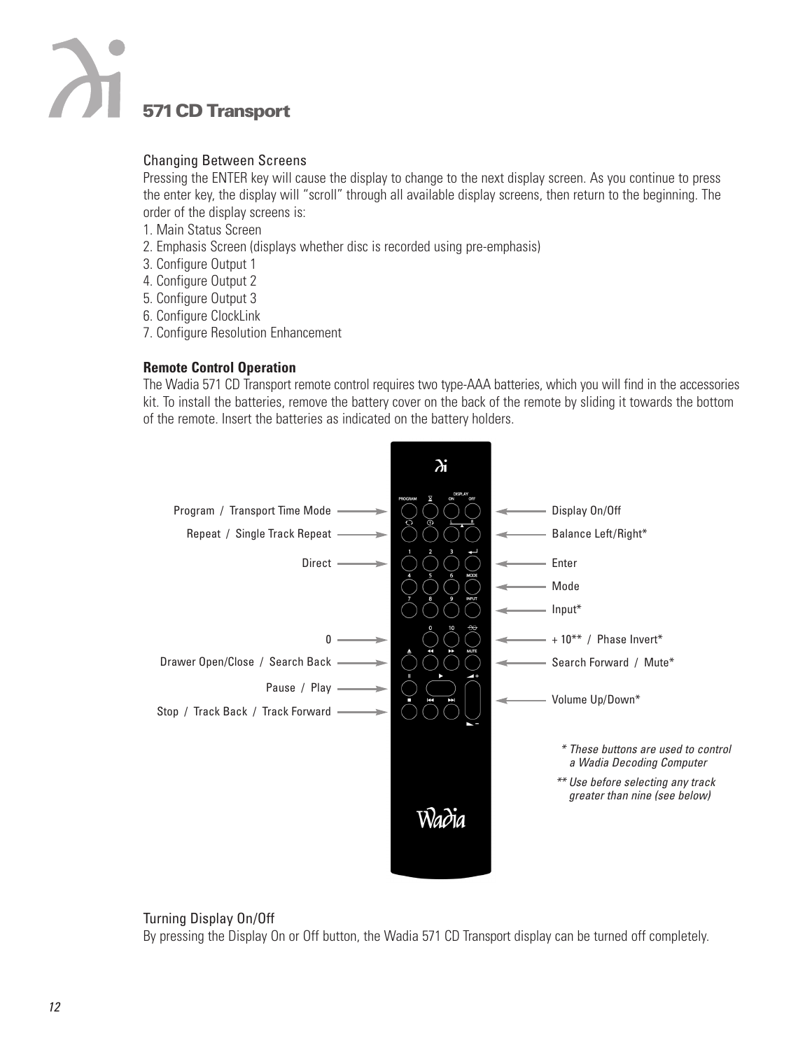# 571 CD Transport

### Changing Between Screens

Pressing the ENTER key will cause the display to change to the next display screen. As you continue to press the enter key, the display will "scroll" through all available display screens, then return to the beginning. The order of the display screens is:

1. Main Status Screen
2. Emphasis Screen (displays whether disc is recorded using pre-emphasis)
3. Configure Output 1
4. Configure Output 2
5. Configure Output 3
6. Configure ClockLink
7. Configure Resolution Enhancement

**Remote Control Operation**

The Wadia 571 CD Transport remote control requires two type-AAA batteries, which you will find in the accessories kit. To install the batteries, remove the battery cover on the back of the remote by sliding it towards the bottom of the remote. Insert the batteries as indicated on the battery holders.

Program / Transport Time Mode
Repeat / Single Track Repeat
Direct
0
Drawer Open/Close / Search Back
Pause / Play
Stop / Track Back / Track Forward

Display On/Off
Balance Left/Right*
Enter
Mode
Input*
+ 10** / Phase Invert*
Search Forward / Mute*
Volume Up/Down*

PROGRAM
DISPLAY
ON OFF
L R
1 2 3
4 5 6 MODE
7 8 9 INPUT
0 10
MUTE
Wadia

*\* These buttons are used to control a Wadia Decoding Computer*

*\*\* Use before selecting any track greater than nine (see below)*

### Turning Display On/Off

By pressing the Display On or Off button, the Wadia 571 CD Transport display can be turned off completely.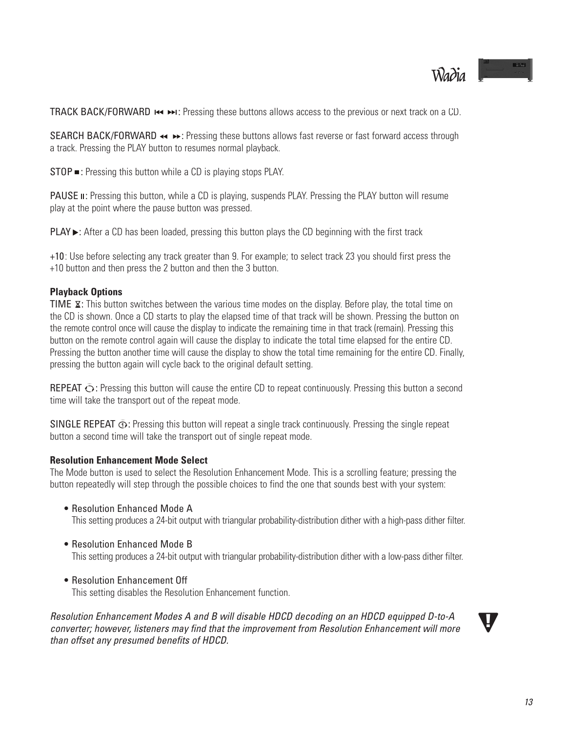TRACK BACK/FORWARD ⏮ ⏭: Pressing these buttons allows access to the previous or next track on a CD.

SEARCH BACK/FORWARD ◀◀ ▶▶: Pressing these buttons allows fast reverse or fast forward access through a track. Pressing the PLAY button to resumes normal playback.

STOP ■: Pressing this button while a CD is playing stops PLAY.

PAUSE ⏸: Pressing this button, while a CD is playing, suspends PLAY. Pressing the PLAY button will resume play at the point where the pause button was pressed.

PLAY ▶: After a CD has been loaded, pressing this button plays the CD beginning with the first track

+10: Use before selecting any track greater than 9. For example; to select track 23 you should first press the +10 button and then press the 2 button and then the 3 button.

**Playback Options**

TIME ⧗: This button switches between the various time modes on the display. Before play, the total time on the CD is shown. Once a CD starts to play the elapsed time of that track will be shown. Pressing the button on the remote control once will cause the display to indicate the remaining time in that track (remain). Pressing this button on the remote control again will cause the display to indicate the total time elapsed for the entire CD. Pressing the button another time will cause the display to show the total time remaining for the entire CD. Finally, pressing the button again will cycle back to the original default setting.

REPEAT: Pressing this button will cause the entire CD to repeat continuously. Pressing this button a second time will take the transport out of the repeat mode.

SINGLE REPEAT: Pressing this button will repeat a single track continuously. Pressing the single repeat button a second time will take the transport out of single repeat mode.

**Resolution Enhancement Mode Select**

The Mode button is used to select the Resolution Enhancement Mode. This is a scrolling feature; pressing the button repeatedly will step through the possible choices to find the one that sounds best with your system:

- Resolution Enhanced Mode A
  This setting produces a 24-bit output with triangular probability-distribution dither with a high-pass dither filter.

- Resolution Enhanced Mode B
  This setting produces a 24-bit output with triangular probability-distribution dither with a low-pass dither filter.

- Resolution Enhancement Off
  This setting disables the Resolution Enhancement function.

*Resolution Enhancement Modes A and B will disable HDCD decoding on an HDCD equipped D-to-A converter; however, listeners may find that the improvement from Resolution Enhancement will more than offset any presumed benefits of HDCD.*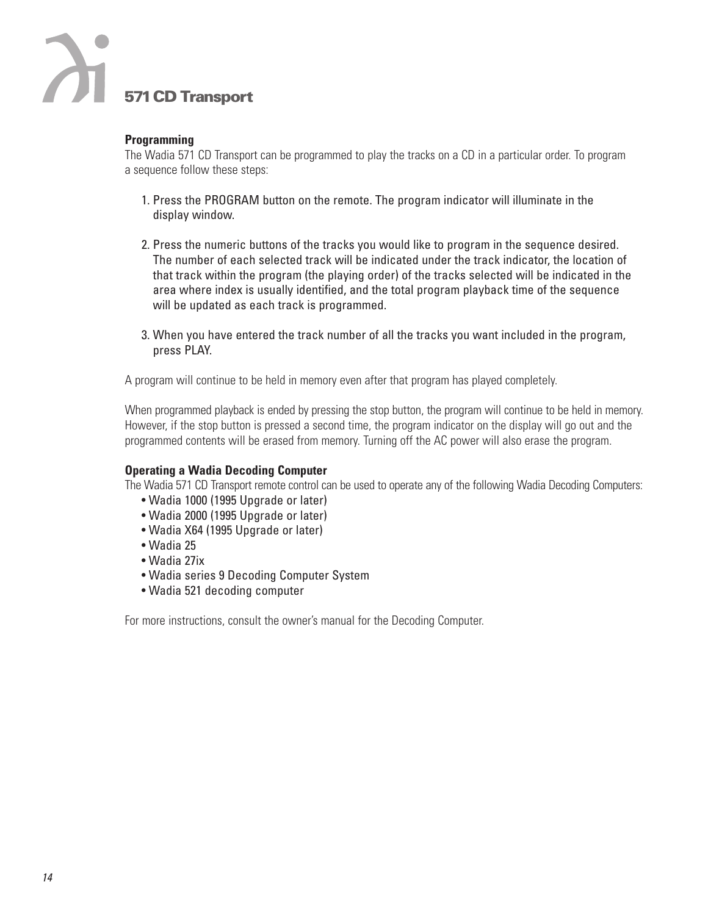## Programming

The Wadia 571 CD Transport can be programmed to play the tracks on a CD in a particular order. To program a sequence follow these steps:

1. Press the PROGRAM button on the remote. The program indicator will illuminate in the display window.

2. Press the numeric buttons of the tracks you would like to program in the sequence desired. The number of each selected track will be indicated under the track indicator, the location of that track within the program (the playing order) of the tracks selected will be indicated in the area where index is usually identified, and the total program playback time of the sequence will be updated as each track is programmed.

3. When you have entered the track number of all the tracks you want included in the program, press PLAY.

A program will continue to be held in memory even after that program has played completely.

When programmed playback is ended by pressing the stop button, the program will continue to be held in memory. However, if the stop button is pressed a second time, the program indicator on the display will go out and the programmed contents will be erased from memory. Turning off the AC power will also erase the program.

## Operating a Wadia Decoding Computer

The Wadia 571 CD Transport remote control can be used to operate any of the following Wadia Decoding Computers:

- Wadia 1000 (1995 Upgrade or later)
- Wadia 2000 (1995 Upgrade or later)
- Wadia X64 (1995 Upgrade or later)
- Wadia 25
- Wadia 27ix
- Wadia series 9 Decoding Computer System
- Wadia 521 decoding computer

For more instructions, consult the owner's manual for the Decoding Computer.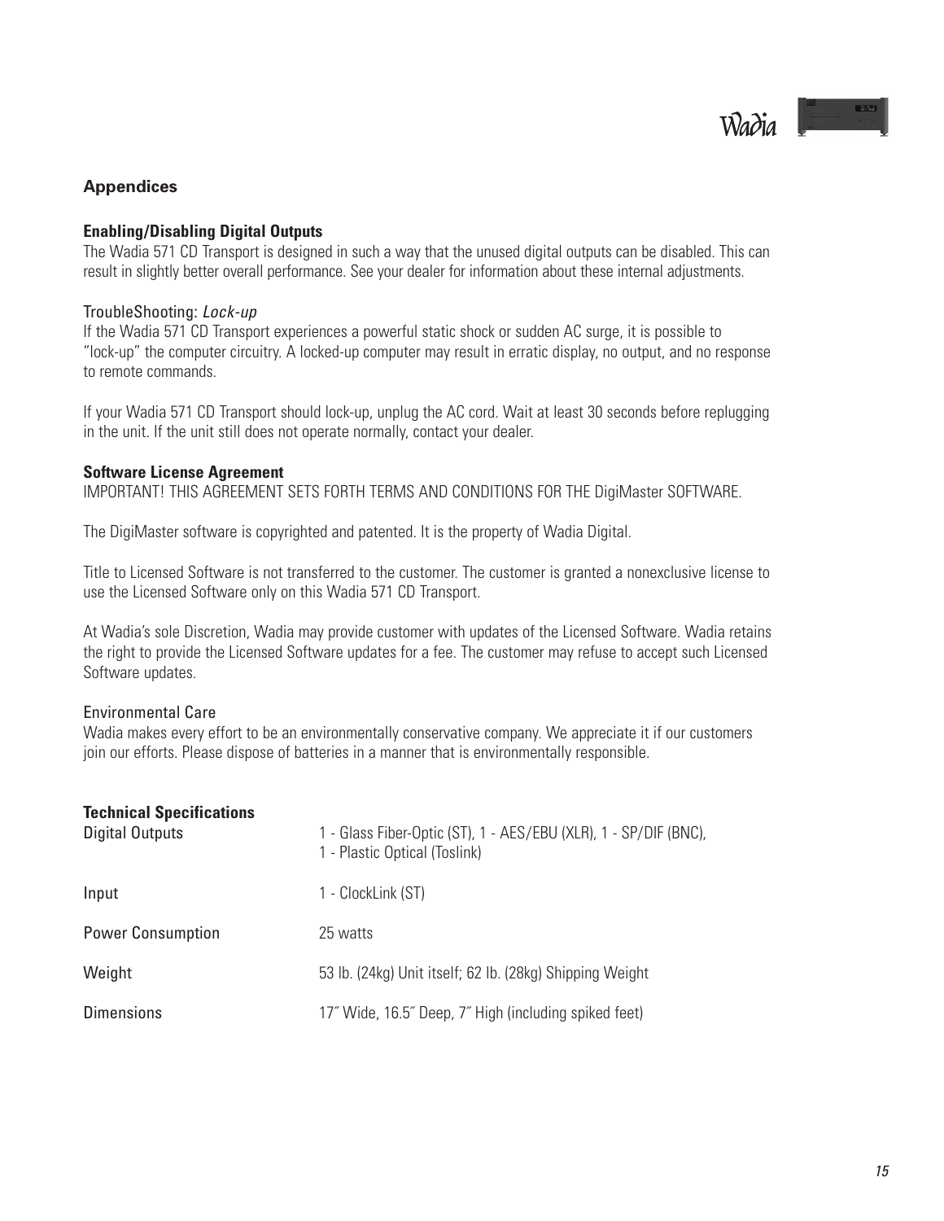## Appendices

### Enabling/Disabling Digital Outputs

The Wadia 571 CD Transport is designed in such a way that the unused digital outputs can be disabled. This can result in slightly better overall performance. See your dealer for information about these internal adjustments.

TroubleShooting: *Lock-up*

If the Wadia 571 CD Transport experiences a powerful static shock or sudden AC surge, it is possible to "lock-up" the computer circuitry. A locked-up computer may result in erratic display, no output, and no response to remote commands.

If your Wadia 571 CD Transport should lock-up, unplug the AC cord. Wait at least 30 seconds before replugging in the unit. If the unit still does not operate normally, contact your dealer.

### Software License Agreement

IMPORTANT! THIS AGREEMENT SETS FORTH TERMS AND CONDITIONS FOR THE DigiMaster SOFTWARE.

The DigiMaster software is copyrighted and patented. It is the property of Wadia Digital.

Title to Licensed Software is not transferred to the customer. The customer is granted a nonexclusive license to use the Licensed Software only on this Wadia 571 CD Transport.

At Wadia's sole Discretion, Wadia may provide customer with updates of the Licensed Software. Wadia retains the right to provide the Licensed Software updates for a fee. The customer may refuse to accept such Licensed Software updates.

Environmental Care

Wadia makes every effort to be an environmentally conservative company. We appreciate it if our customers join our efforts. Please dispose of batteries in a manner that is environmentally responsible.

### Technical Specifications

| | |
|---|---|
| Digital Outputs | 1 - Glass Fiber-Optic (ST), 1 - AES/EBU (XLR), 1 - SP/DIF (BNC), 1 - Plastic Optical (Toslink) |
| Input | 1 - ClockLink (ST) |
| Power Consumption | 25 watts |
| Weight | 53 lb. (24kg) Unit itself; 62 lb. (28kg) Shipping Weight |
| Dimensions | 17˝ Wide, 16.5˝ Deep, 7˝ High (including spiked feet) |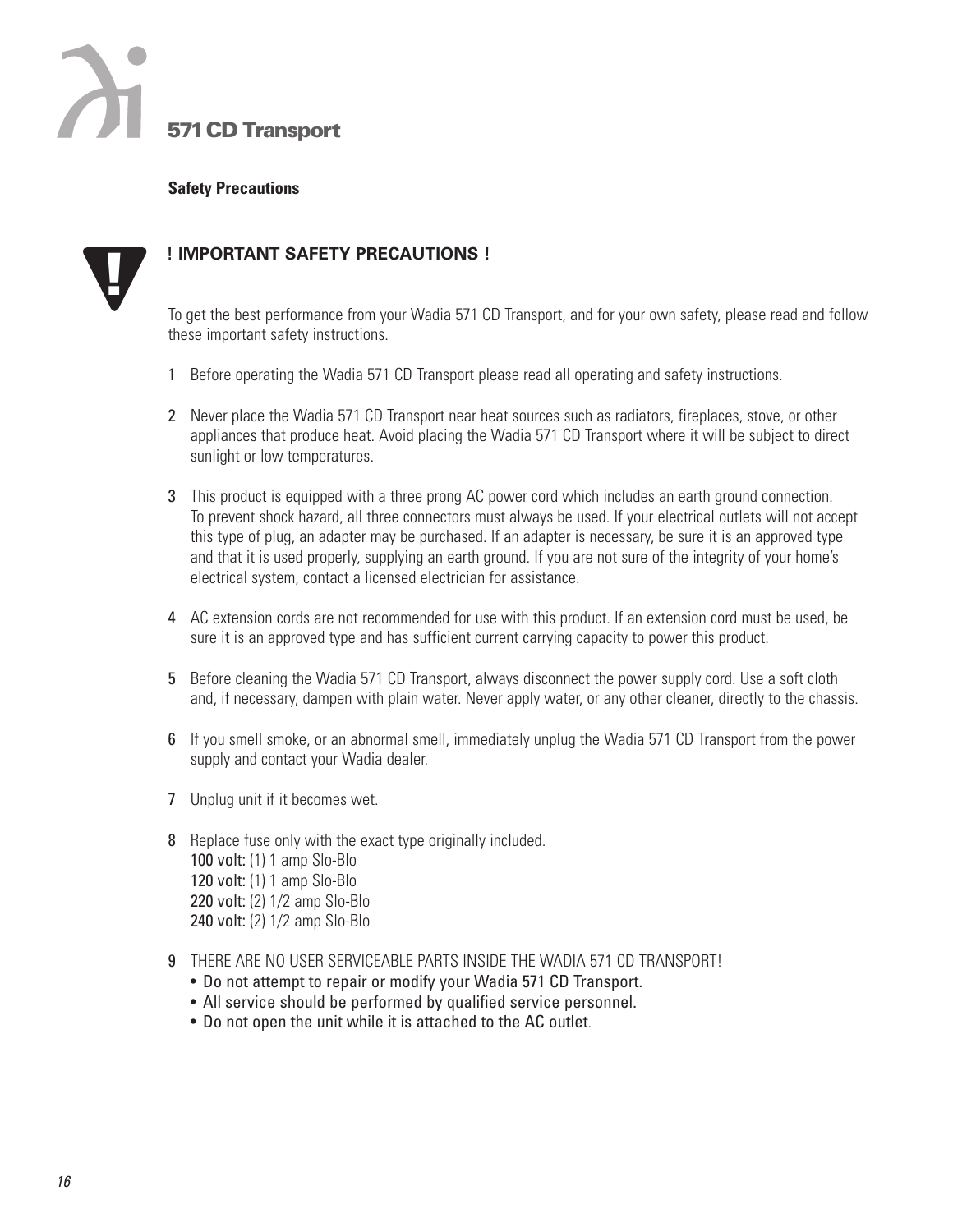# 571 CD Transport

## Safety Precautions

### ! IMPORTANT SAFETY PRECAUTIONS !

To get the best performance from your Wadia 571 CD Transport, and for your own safety, please read and follow these important safety instructions.

1 Before operating the Wadia 571 CD Transport please read all operating and safety instructions.

2 Never place the Wadia 571 CD Transport near heat sources such as radiators, fireplaces, stove, or other appliances that produce heat. Avoid placing the Wadia 571 CD Transport where it will be subject to direct sunlight or low temperatures.

3 This product is equipped with a three prong AC power cord which includes an earth ground connection. To prevent shock hazard, all three connectors must always be used. If your electrical outlets will not accept this type of plug, an adapter may be purchased. If an adapter is necessary, be sure it is an approved type and that it is used properly, supplying an earth ground. If you are not sure of the integrity of your home's electrical system, contact a licensed electrician for assistance.

4 AC extension cords are not recommended for use with this product. If an extension cord must be used, be sure it is an approved type and has sufficient current carrying capacity to power this product.

5 Before cleaning the Wadia 571 CD Transport, always disconnect the power supply cord. Use a soft cloth and, if necessary, dampen with plain water. Never apply water, or any other cleaner, directly to the chassis.

6 If you smell smoke, or an abnormal smell, immediately unplug the Wadia 571 CD Transport from the power supply and contact your Wadia dealer.

7 Unplug unit if it becomes wet.

8 Replace fuse only with the exact type originally included.
100 volt: (1) 1 amp Slo-Blo
120 volt: (1) 1 amp Slo-Blo
220 volt: (2) 1/2 amp Slo-Blo
240 volt: (2) 1/2 amp Slo-Blo

9 THERE ARE NO USER SERVICEABLE PARTS INSIDE THE WADIA 571 CD TRANSPORT!
- Do not attempt to repair or modify your Wadia 571 CD Transport.
- All service should be performed by qualified service personnel.
- Do not open the unit while it is attached to the AC outlet.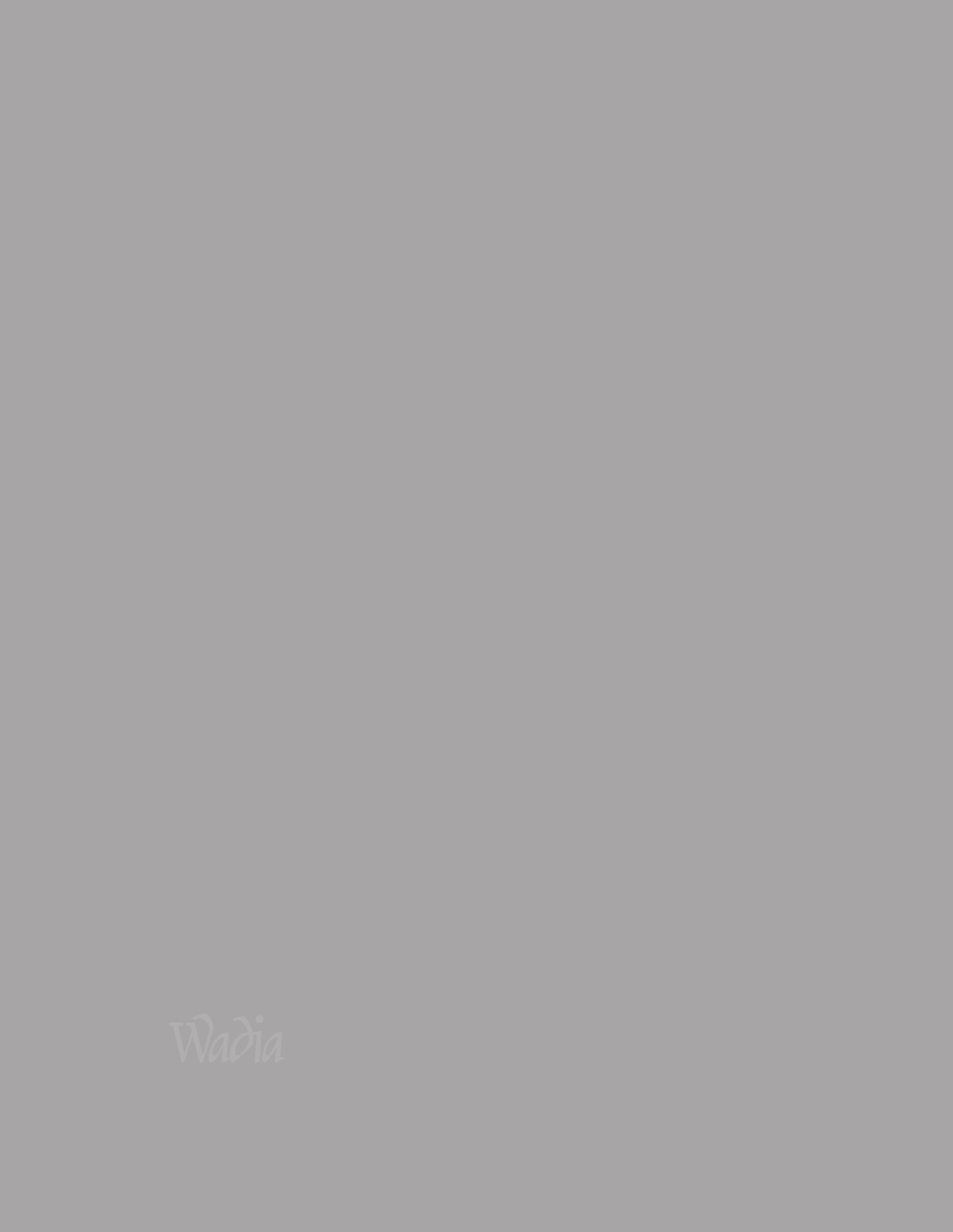Wadia